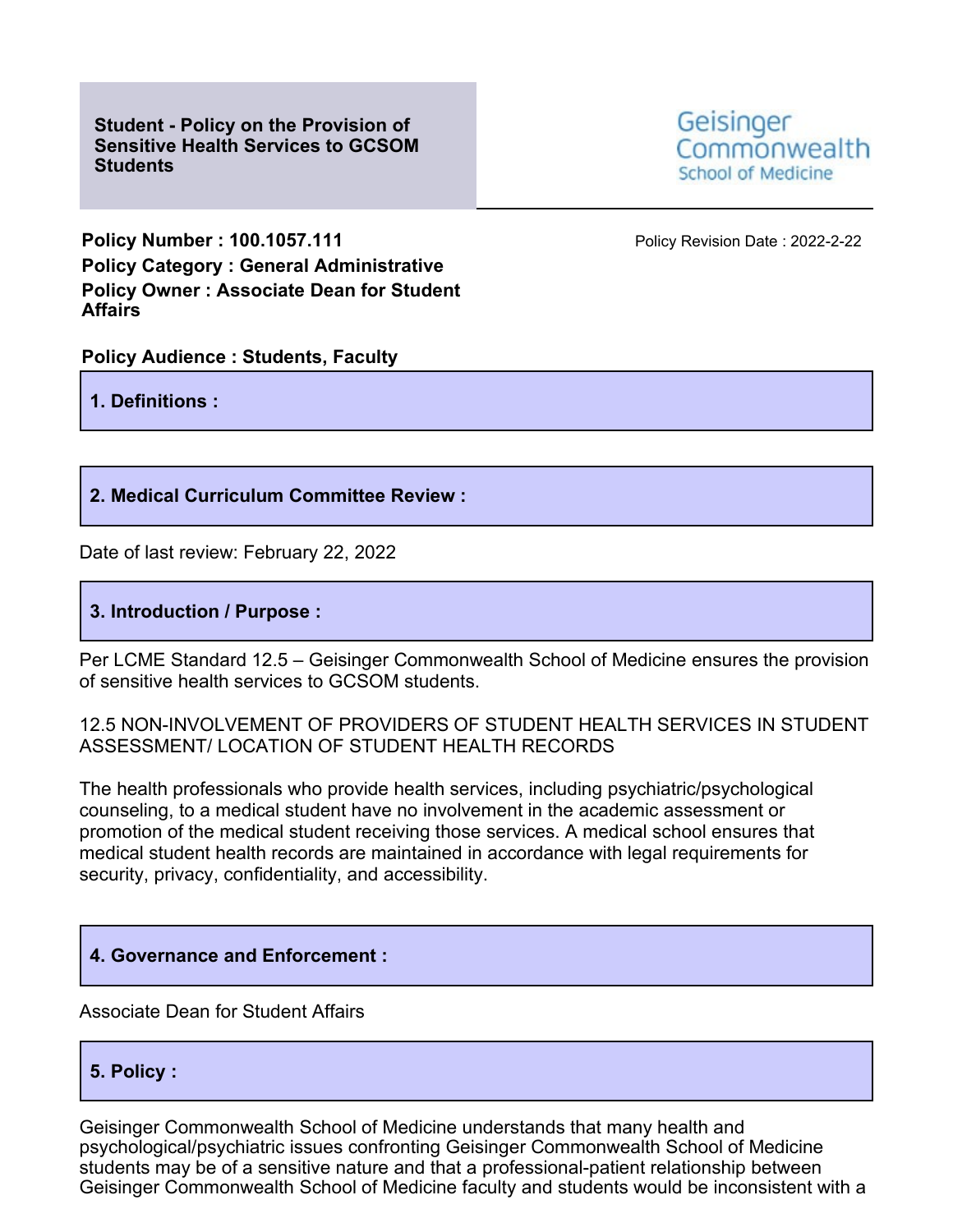# Student - Policy on the Provision of Sensitive Health Services to GCSOM Students

Geisinger Commonwealth School of Medicine

**Policy Number : 100.1057.111**

Policy Revision Date : 2022-2-22

**Policy Category : General Administrative**

**Policy Owner : Associate Dean for Student Affairs**

**Policy Audience : Students, Faculty**

## 1. Definitions :

## 2. Medical Curriculum Committee Review :

Date of last review: February 22, 2022

## 3. Introduction / Purpose :

Per LCME Standard 12.5 – Geisinger Commonwealth School of Medicine ensures the provision of sensitive health services to GCSOM students.

12.5 NON-INVOLVEMENT OF PROVIDERS OF STUDENT HEALTH SERVICES IN STUDENT ASSESSMENT/ LOCATION OF STUDENT HEALTH RECORDS

The health professionals who provide health services, including psychiatric/psychological counseling, to a medical student have no involvement in the academic assessment or promotion of the medical student receiving those services. A medical school ensures that medical student health records are maintained in accordance with legal requirements for security, privacy, confidentiality, and accessibility.

## 4. Governance and Enforcement :

Associate Dean for Student Affairs

## 5. Policy :

Geisinger Commonwealth School of Medicine understands that many health and psychological/psychiatric issues confronting Geisinger Commonwealth School of Medicine students may be of a sensitive nature and that a professional-patient relationship between Geisinger Commonwealth School of Medicine faculty and students would be inconsistent with a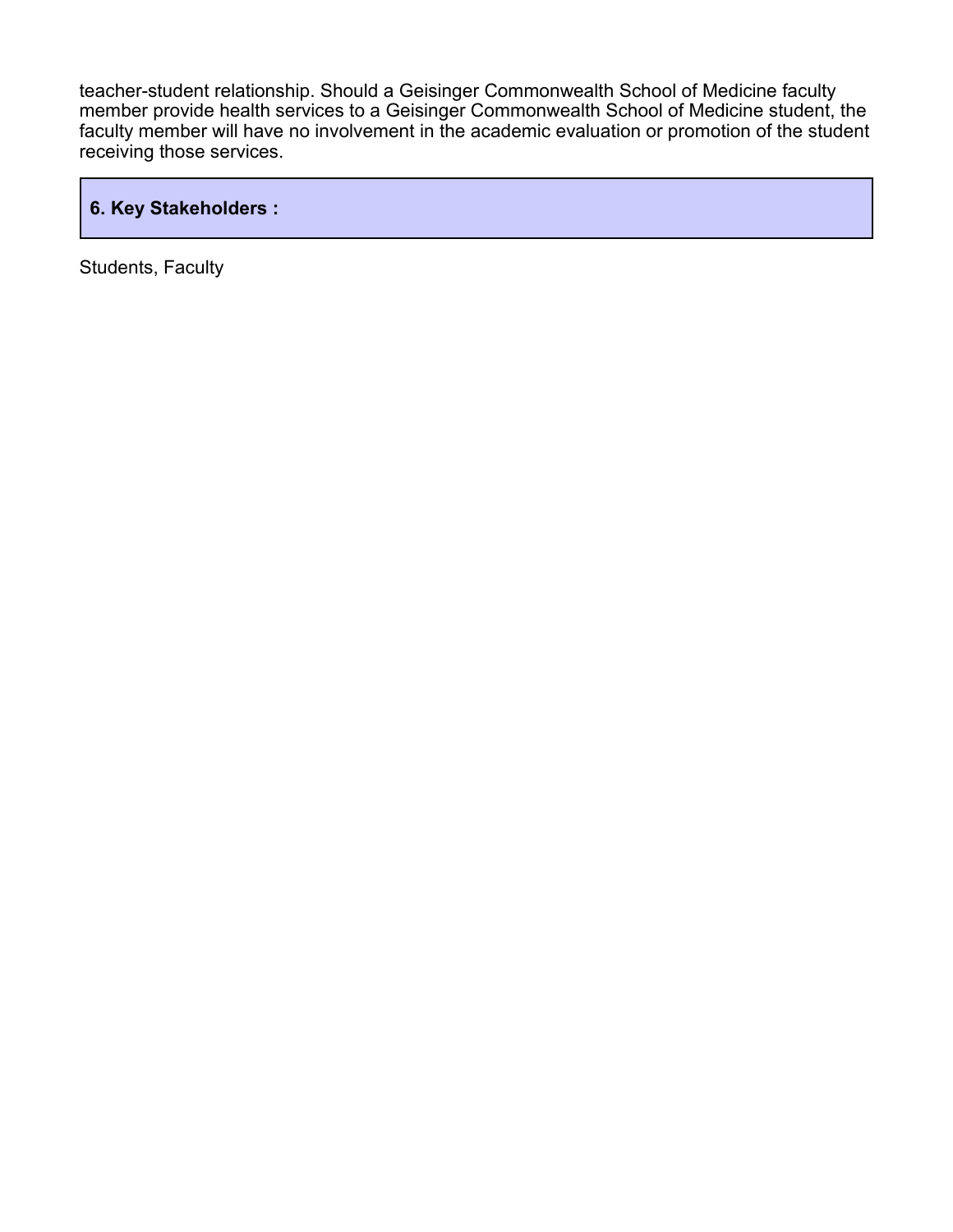teacher-student relationship. Should a Geisinger Commonwealth School of Medicine faculty member provide health services to a Geisinger Commonwealth School of Medicine student, the faculty member will have no involvement in the academic evaluation or promotion of the student receiving those services.

## 6. Key Stakeholders :

Students, Faculty